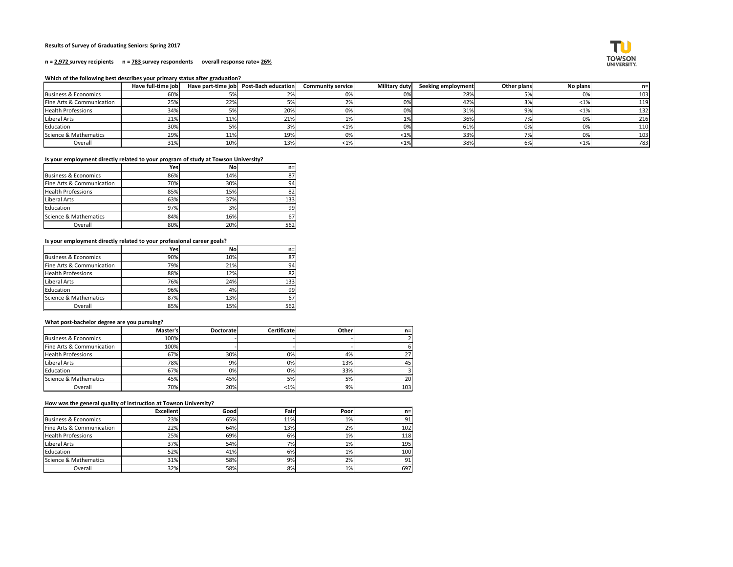**Results of Survey of Graduating Seniors: Spring 2017**

**n = 2,972 survey recipients    n = 783 survey respondents    overall response rate= 26%**

**Which of the following best describes your primary status after graduation?**

| | Have full-time job | Have part-time job | Post-Bach education | Community service | Military duty | Seeking employment | Other plans | No plans | n= |
|---|---|---|---|---|---|---|---|---|---|
| Business & Economics | 60% | 5% | 2% | 0% | 0% | 28% | 5% | 0% | 103 |
| Fine Arts & Communication | 25% | 22% | 5% | 2% | 0% | 42% | 3% | <1% | 119 |
| Health Professions | 34% | 5% | 20% | 0% | 0% | 31% | 9% | <1% | 132 |
| Liberal Arts | 21% | 11% | 21% | 1% | 1% | 36% | 7% | 0% | 216 |
| Education | 30% | 5% | 3% | <1% | 0% | 61% | 0% | 0% | 110 |
| Science & Mathematics | 29% | 11% | 19% | 0% | <1% | 33% | 7% | 0% | 103 |
| Overall | 31% | 10% | 13% | <1% | <1% | 38% | 6% | <1% | 783 |

**Is your employment directly related to your program of study at Towson University?**

| | Yes | No | n= |
|---|---|---|---|
| Business & Economics | 86% | 14% | 87 |
| Fine Arts & Communication | 70% | 30% | 94 |
| Health Professions | 85% | 15% | 82 |
| Liberal Arts | 63% | 37% | 133 |
| Education | 97% | 3% | 99 |
| Science & Mathematics | 84% | 16% | 67 |
| Overall | 80% | 20% | 562 |

**Is your employment directly related to your professional career goals?**

| | Yes | No | n= |
|---|---|---|---|
| Business & Economics | 90% | 10% | 87 |
| Fine Arts & Communication | 79% | 21% | 94 |
| Health Professions | 88% | 12% | 82 |
| Liberal Arts | 76% | 24% | 133 |
| Education | 96% | 4% | 99 |
| Science & Mathematics | 87% | 13% | 67 |
| Overall | 85% | 15% | 562 |

**What post-bachelor degree are you pursuing?**

| | Master's | Doctorate | Certificate | Other | n= |
|---|---|---|---|---|---|
| Business & Economics | 100% | - | - | - | 2 |
| Fine Arts & Communication | 100% | - | - | - | 6 |
| Health Professions | 67% | 30% | 0% | 4% | 27 |
| Liberal Arts | 78% | 9% | 0% | 13% | 45 |
| Education | 67% | 0% | 0% | 33% | 3 |
| Science & Mathematics | 45% | 45% | 5% | 5% | 20 |
| Overall | 70% | 20% | <1% | 9% | 103 |

**How was the general quality of instruction at Towson University?**

| | Excellent | Good | Fair | Poor | n= |
|---|---|---|---|---|---|
| Business & Economics | 23% | 65% | 11% | 1% | 91 |
| Fine Arts & Communication | 22% | 64% | 13% | 2% | 102 |
| Health Professions | 25% | 69% | 6% | 1% | 118 |
| Liberal Arts | 37% | 54% | 7% | 1% | 195 |
| Education | 52% | 41% | 6% | 1% | 100 |
| Science & Mathematics | 31% | 58% | 9% | 2% | 91 |
| Overall | 32% | 58% | 8% | 1% | 697 |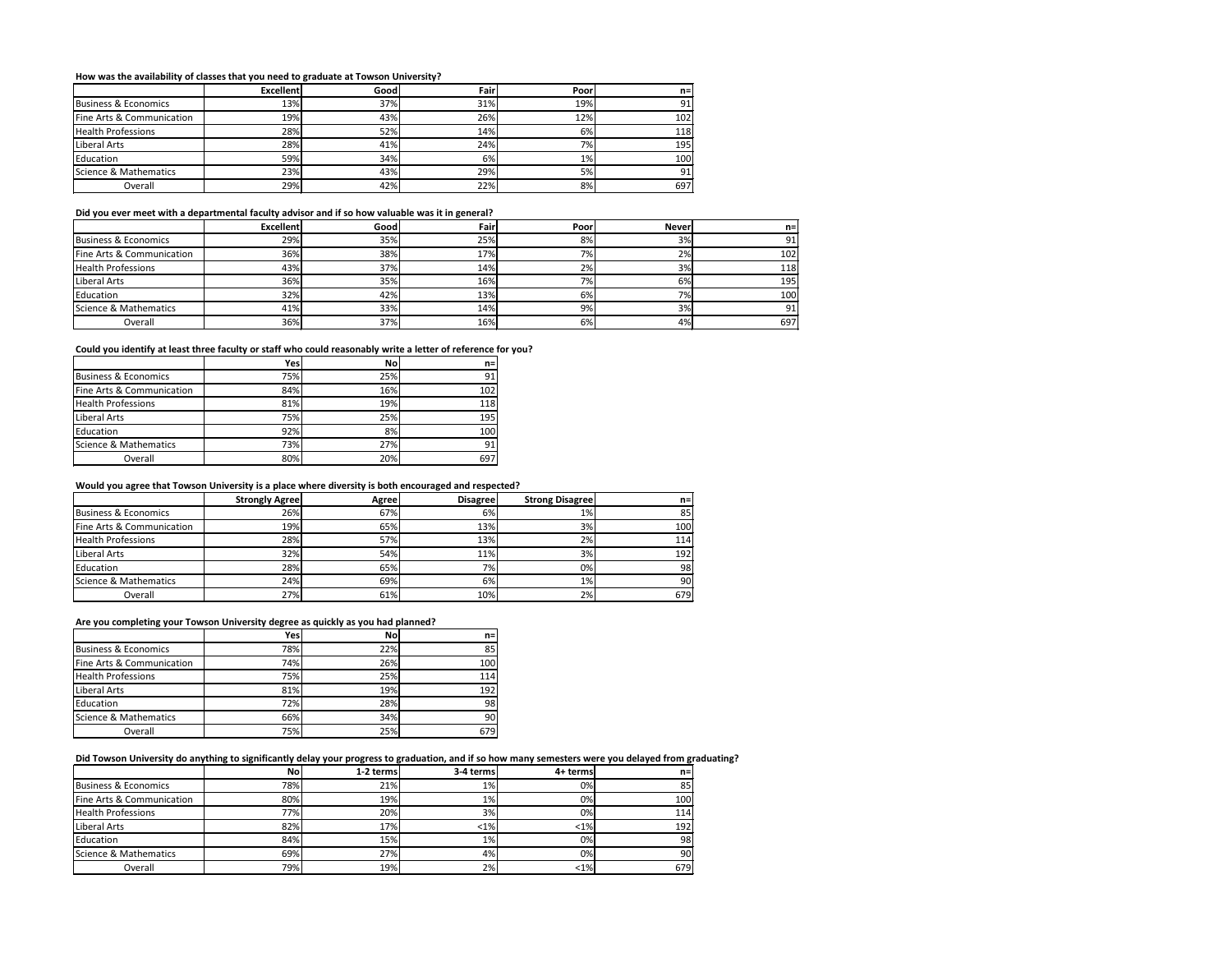**How was the availability of classes that you need to graduate at Towson University?**

| | Excellent | Good | Fair | Poor | n= |
|---|---|---|---|---|---|
| Business & Economics | 13% | 37% | 31% | 19% | 91 |
| Fine Arts & Communication | 19% | 43% | 26% | 12% | 102 |
| Health Professions | 28% | 52% | 14% | 6% | 118 |
| Liberal Arts | 28% | 41% | 24% | 7% | 195 |
| Education | 59% | 34% | 6% | 1% | 100 |
| Science & Mathematics | 23% | 43% | 29% | 5% | 91 |
| Overall | 29% | 42% | 22% | 8% | 697 |

**Did you ever meet with a departmental faculty advisor and if so how valuable was it in general?**

| | Excellent | Good | Fair | Poor | Never | n= |
|---|---|---|---|---|---|---|
| Business & Economics | 29% | 35% | 25% | 8% | 3% | 91 |
| Fine Arts & Communication | 36% | 38% | 17% | 7% | 2% | 102 |
| Health Professions | 43% | 37% | 14% | 2% | 3% | 118 |
| Liberal Arts | 36% | 35% | 16% | 7% | 6% | 195 |
| Education | 32% | 42% | 13% | 6% | 7% | 100 |
| Science & Mathematics | 41% | 33% | 14% | 9% | 3% | 91 |
| Overall | 36% | 37% | 16% | 6% | 4% | 697 |

**Could you identify at least three faculty or staff who could reasonably write a letter of reference for you?**

| | Yes | No | n= |
|---|---|---|---|
| Business & Economics | 75% | 25% | 91 |
| Fine Arts & Communication | 84% | 16% | 102 |
| Health Professions | 81% | 19% | 118 |
| Liberal Arts | 75% | 25% | 195 |
| Education | 92% | 8% | 100 |
| Science & Mathematics | 73% | 27% | 91 |
| Overall | 80% | 20% | 697 |

**Would you agree that Towson University is a place where diversity is both encouraged and respected?**

| | Strongly Agree | Agree | Disagree | Strong Disagree | n= |
|---|---|---|---|---|---|
| Business & Economics | 26% | 67% | 6% | 1% | 85 |
| Fine Arts & Communication | 19% | 65% | 13% | 3% | 100 |
| Health Professions | 28% | 57% | 13% | 2% | 114 |
| Liberal Arts | 32% | 54% | 11% | 3% | 192 |
| Education | 28% | 65% | 7% | 0% | 98 |
| Science & Mathematics | 24% | 69% | 6% | 1% | 90 |
| Overall | 27% | 61% | 10% | 2% | 679 |

**Are you completing your Towson University degree as quickly as you had planned?**

| | Yes | No | n= |
|---|---|---|---|
| Business & Economics | 78% | 22% | 85 |
| Fine Arts & Communication | 74% | 26% | 100 |
| Health Professions | 75% | 25% | 114 |
| Liberal Arts | 81% | 19% | 192 |
| Education | 72% | 28% | 98 |
| Science & Mathematics | 66% | 34% | 90 |
| Overall | 75% | 25% | 679 |

**Did Towson University do anything to significantly delay your progress to graduation, and if so how many semesters were you delayed from graduating?**

| | No | 1-2 terms | 3-4 terms | 4+ terms | n= |
|---|---|---|---|---|---|
| Business & Economics | 78% | 21% | 1% | 0% | 85 |
| Fine Arts & Communication | 80% | 19% | 1% | 0% | 100 |
| Health Professions | 77% | 20% | 3% | 0% | 114 |
| Liberal Arts | 82% | 17% | <1% | <1% | 192 |
| Education | 84% | 15% | 1% | 0% | 98 |
| Science & Mathematics | 69% | 27% | 4% | 0% | 90 |
| Overall | 79% | 19% | 2% | <1% | 679 |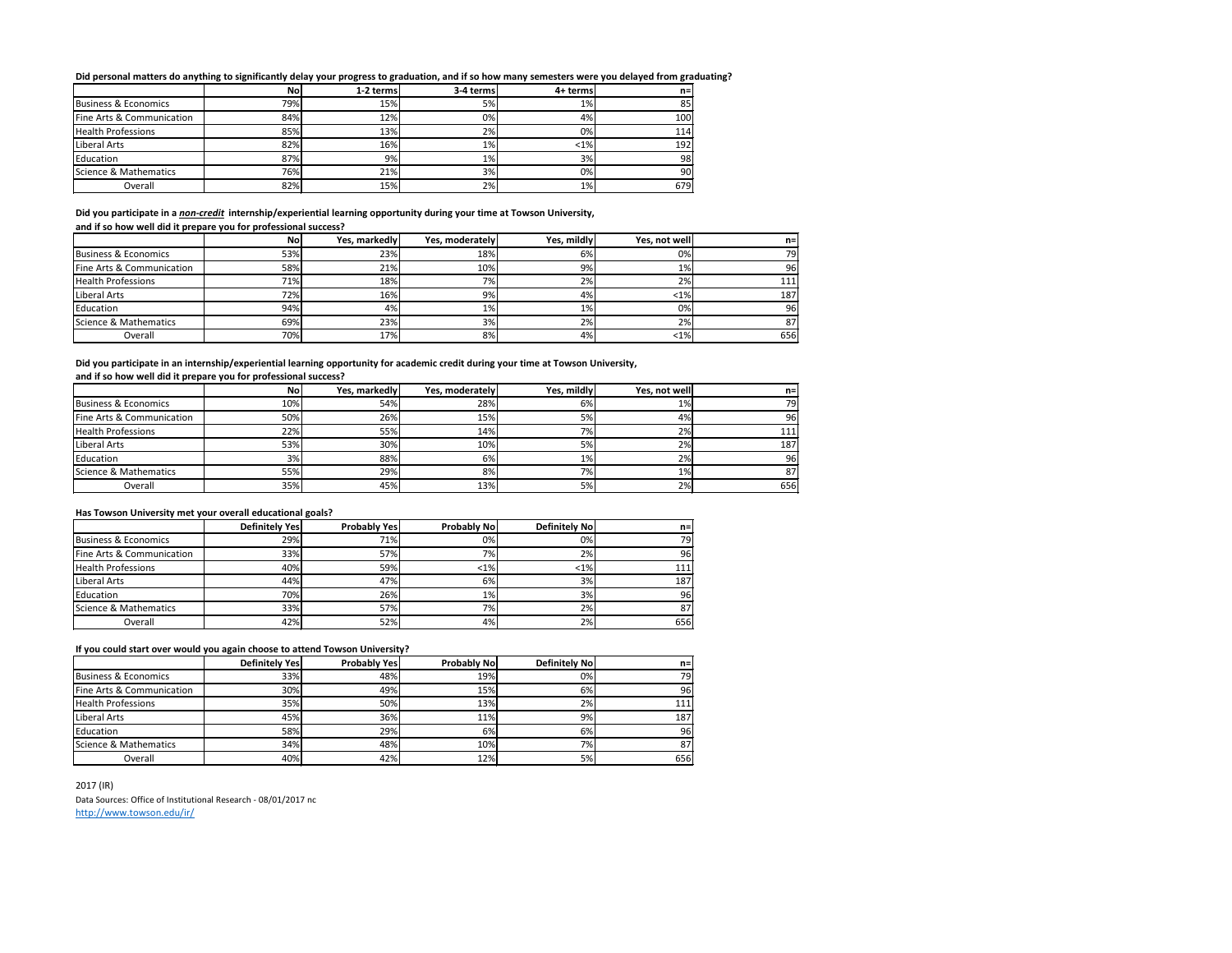**Did personal matters do anything to significantly delay your progress to graduation, and if so how many semesters were you delayed from graduating?**

| | No | 1-2 terms | 3-4 terms | 4+ terms | n= |
|---|---|---|---|---|---|
| Business & Economics | 79% | 15% | 5% | 1% | 85 |
| Fine Arts & Communication | 84% | 12% | 0% | 4% | 100 |
| Health Professions | 85% | 13% | 2% | 0% | 114 |
| Liberal Arts | 82% | 16% | 1% | <1% | 192 |
| Education | 87% | 9% | 1% | 3% | 98 |
| Science & Mathematics | 76% | 21% | 3% | 0% | 90 |
| Overall | 82% | 15% | 2% | 1% | 679 |

**Did you participate in a *non-credit* internship/experiential learning opportunity during your time at Towson University, and if so how well did it prepare you for professional success?**

| | No | Yes, markedly | Yes, moderately | Yes, mildly | Yes, not well | n= |
|---|---|---|---|---|---|---|
| Business & Economics | 53% | 23% | 18% | 6% | 0% | 79 |
| Fine Arts & Communication | 58% | 21% | 10% | 9% | 1% | 96 |
| Health Professions | 71% | 18% | 7% | 2% | 2% | 111 |
| Liberal Arts | 72% | 16% | 9% | 4% | <1% | 187 |
| Education | 94% | 4% | 1% | 1% | 0% | 96 |
| Science & Mathematics | 69% | 23% | 3% | 2% | 2% | 87 |
| Overall | 70% | 17% | 8% | 4% | <1% | 656 |

**Did you participate in an internship/experiential learning opportunity for academic credit during your time at Towson University, and if so how well did it prepare you for professional success?**

| | No | Yes, markedly | Yes, moderately | Yes, mildly | Yes, not well | n= |
|---|---|---|---|---|---|---|
| Business & Economics | 10% | 54% | 28% | 6% | 1% | 79 |
| Fine Arts & Communication | 50% | 26% | 15% | 5% | 4% | 96 |
| Health Professions | 22% | 55% | 14% | 7% | 2% | 111 |
| Liberal Arts | 53% | 30% | 10% | 5% | 2% | 187 |
| Education | 3% | 88% | 6% | 1% | 2% | 96 |
| Science & Mathematics | 55% | 29% | 8% | 7% | 1% | 87 |
| Overall | 35% | 45% | 13% | 5% | 2% | 656 |

**Has Towson University met your overall educational goals?**

| | Definitely Yes | Probably Yes | Probably No | Definitely No | n= |
|---|---|---|---|---|---|
| Business & Economics | 29% | 71% | 0% | 0% | 79 |
| Fine Arts & Communication | 33% | 57% | 7% | 2% | 96 |
| Health Professions | 40% | 59% | <1% | <1% | 111 |
| Liberal Arts | 44% | 47% | 6% | 3% | 187 |
| Education | 70% | 26% | 1% | 3% | 96 |
| Science & Mathematics | 33% | 57% | 7% | 2% | 87 |
| Overall | 42% | 52% | 4% | 2% | 656 |

**If you could start over would you again choose to attend Towson University?**

| | Definitely Yes | Probably Yes | Probably No | Definitely No | n= |
|---|---|---|---|---|---|
| Business & Economics | 33% | 48% | 19% | 0% | 79 |
| Fine Arts & Communication | 30% | 49% | 15% | 6% | 96 |
| Health Professions | 35% | 50% | 13% | 2% | 111 |
| Liberal Arts | 45% | 36% | 11% | 9% | 187 |
| Education | 58% | 29% | 6% | 6% | 96 |
| Science & Mathematics | 34% | 48% | 10% | 7% | 87 |
| Overall | 40% | 42% | 12% | 5% | 656 |

2017 (IR)

Data Sources: Office of Institutional Research - 08/01/2017 nc

http://www.towson.edu/ir/